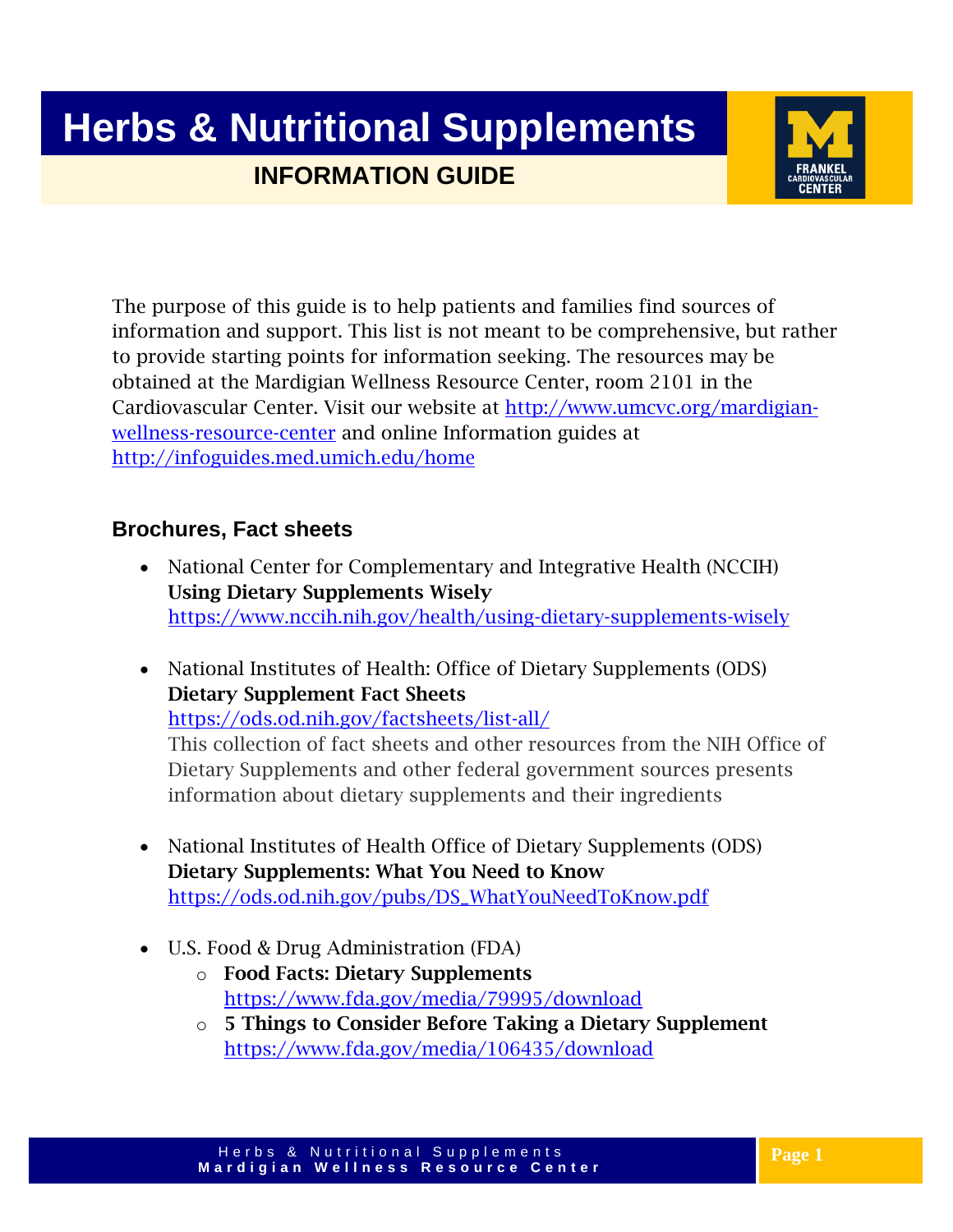# Herbs & Nutritional Supplements

## INFORMATION GUIDE

The purpose of this guide is to help patients and families find sources of information and support. This list is not meant to be comprehensive, but rather to provide starting points for information seeking. The resources may be obtained at the Mardigian Wellness Resource Center, room 2101 in the Cardiovascular Center. Visit our website at http://www.umcvc.org/mardigian-wellness-resource-center and online Information guides at http://infoguides.med.umich.edu/home

### Brochures, Fact sheets

- National Center for Complementary and Integrative Health (NCCIH)
  **Using Dietary Supplements Wisely**
  https://www.nccih.nih.gov/health/using-dietary-supplements-wisely

- National Institutes of Health: Office of Dietary Supplements (ODS)
  **Dietary Supplement Fact Sheets**
  https://ods.od.nih.gov/factsheets/list-all/
  This collection of fact sheets and other resources from the NIH Office of Dietary Supplements and other federal government sources presents information about dietary supplements and their ingredients

- National Institutes of Health Office of Dietary Supplements (ODS)
  **Dietary Supplements: What You Need to Know**
  https://ods.od.nih.gov/pubs/DS_WhatYouNeedToKnow.pdf

- U.S. Food & Drug Administration (FDA)
  - **Food Facts: Dietary Supplements**
    https://www.fda.gov/media/79995/download
  - **5 Things to Consider Before Taking a Dietary Supplement**
    https://www.fda.gov/media/106435/download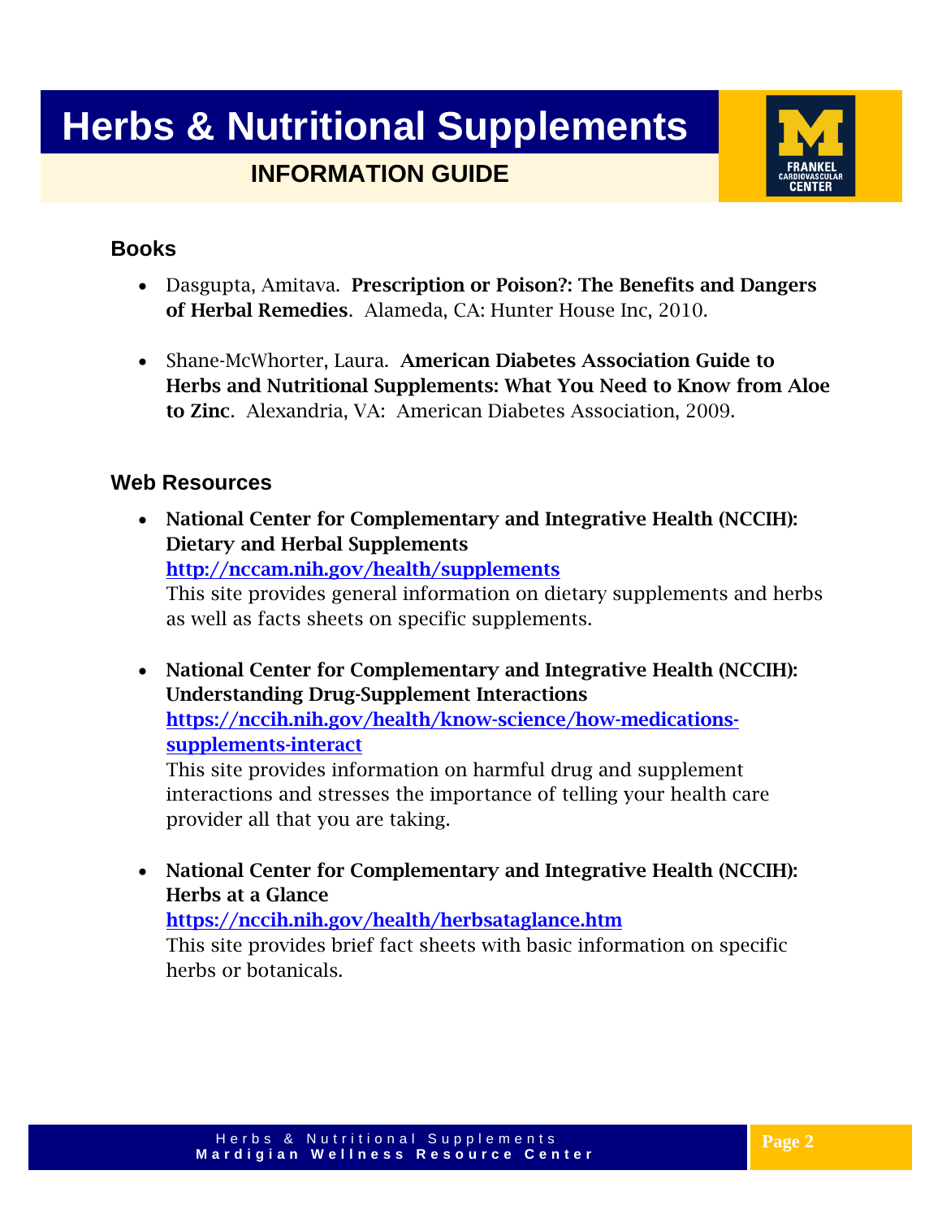# Herbs & Nutritional Supplements

## INFORMATION GUIDE

### Books

- Dasgupta, Amitava. **Prescription or Poison?: The Benefits and Dangers of Herbal Remedies**. Alameda, CA: Hunter House Inc, 2010.

- Shane-McWhorter, Laura. **American Diabetes Association Guide to Herbs and Nutritional Supplements: What You Need to Know from Aloe to Zinc**. Alexandria, VA: American Diabetes Association, 2009.

### Web Resources

- **National Center for Complementary and Integrative Health (NCCIH): Dietary and Herbal Supplements**
  [http://nccam.nih.gov/health/supplements](http://nccam.nih.gov/health/supplements)
  This site provides general information on dietary supplements and herbs as well as facts sheets on specific supplements.

- **National Center for Complementary and Integrative Health (NCCIH): Understanding Drug-Supplement Interactions**
  [https://nccih.nih.gov/health/know-science/how-medications-supplements-interact](https://nccih.nih.gov/health/know-science/how-medications-supplements-interact)
  This site provides information on harmful drug and supplement interactions and stresses the importance of telling your health care provider all that you are taking.

- **National Center for Complementary and Integrative Health (NCCIH): Herbs at a Glance**
  [https://nccih.nih.gov/health/herbsataglance.htm](https://nccih.nih.gov/health/herbsataglance.htm)
  This site provides brief fact sheets with basic information on specific herbs or botanicals.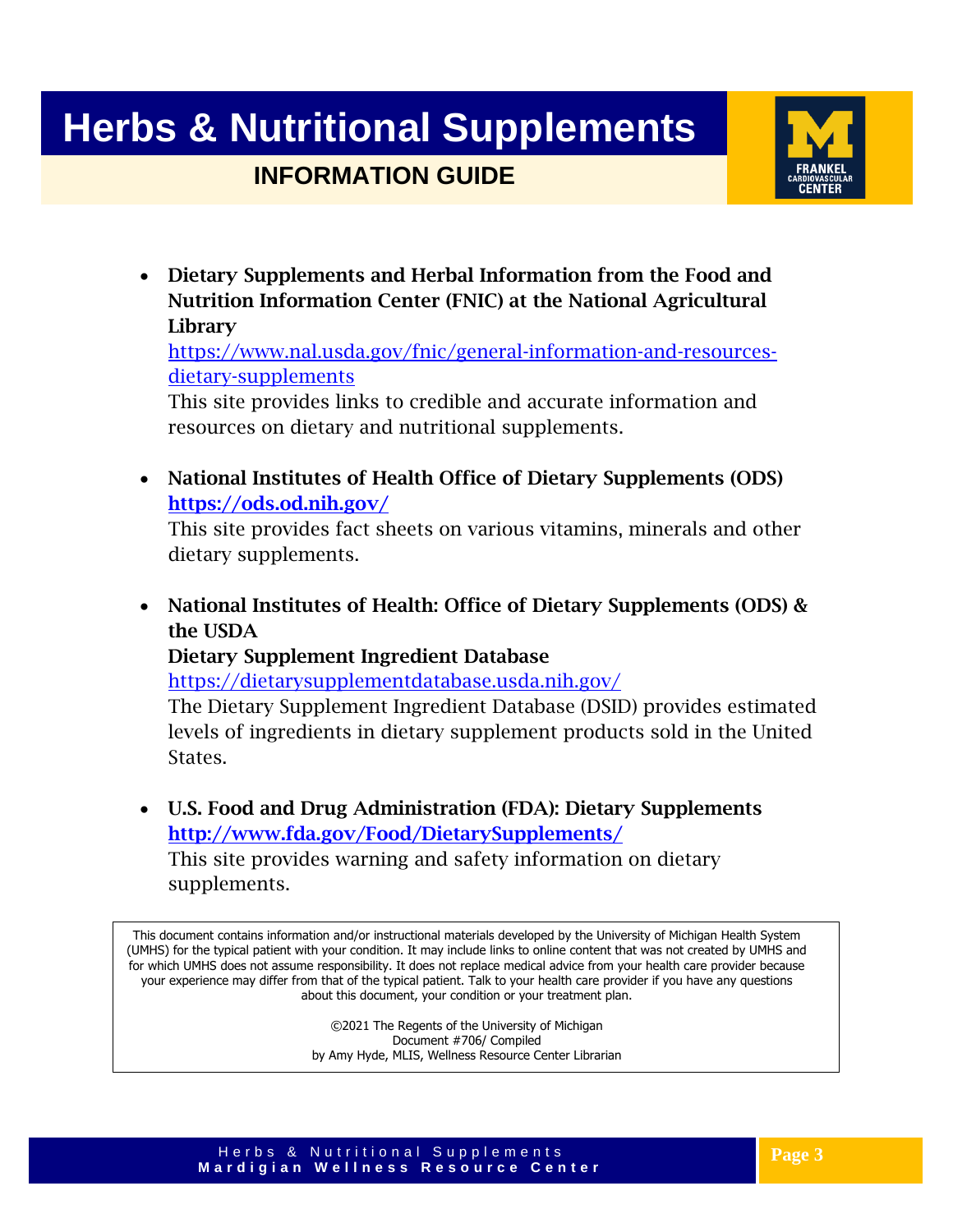- **Dietary Supplements and Herbal Information from the Food and Nutrition Information Center (FNIC) at the National Agricultural Library**
  https://www.nal.usda.gov/fnic/general-information-and-resources-dietary-supplements
  This site provides links to credible and accurate information and resources on dietary and nutritional supplements.

- **National Institutes of Health Office of Dietary Supplements (ODS)**
  **https://ods.od.nih.gov/**
  This site provides fact sheets on various vitamins, minerals and other dietary supplements.

- **National Institutes of Health: Office of Dietary Supplements (ODS) & the USDA**
  **Dietary Supplement Ingredient Database**
  https://dietarysupplementdatabase.usda.nih.gov/
  The Dietary Supplement Ingredient Database (DSID) provides estimated levels of ingredients in dietary supplement products sold in the United States.

- **U.S. Food and Drug Administration (FDA): Dietary Supplements**
  **http://www.fda.gov/Food/DietarySupplements/**
  This site provides warning and safety information on dietary supplements.

This document contains information and/or instructional materials developed by the University of Michigan Health System (UMHS) for the typical patient with your condition. It may include links to online content that was not created by UMHS and for which UMHS does not assume responsibility. It does not replace medical advice from your health care provider because your experience may differ from that of the typical patient. Talk to your health care provider if you have any questions about this document, your condition or your treatment plan.

©2021 The Regents of the University of Michigan
Document #706/ Compiled
by Amy Hyde, MLIS, Wellness Resource Center Librarian